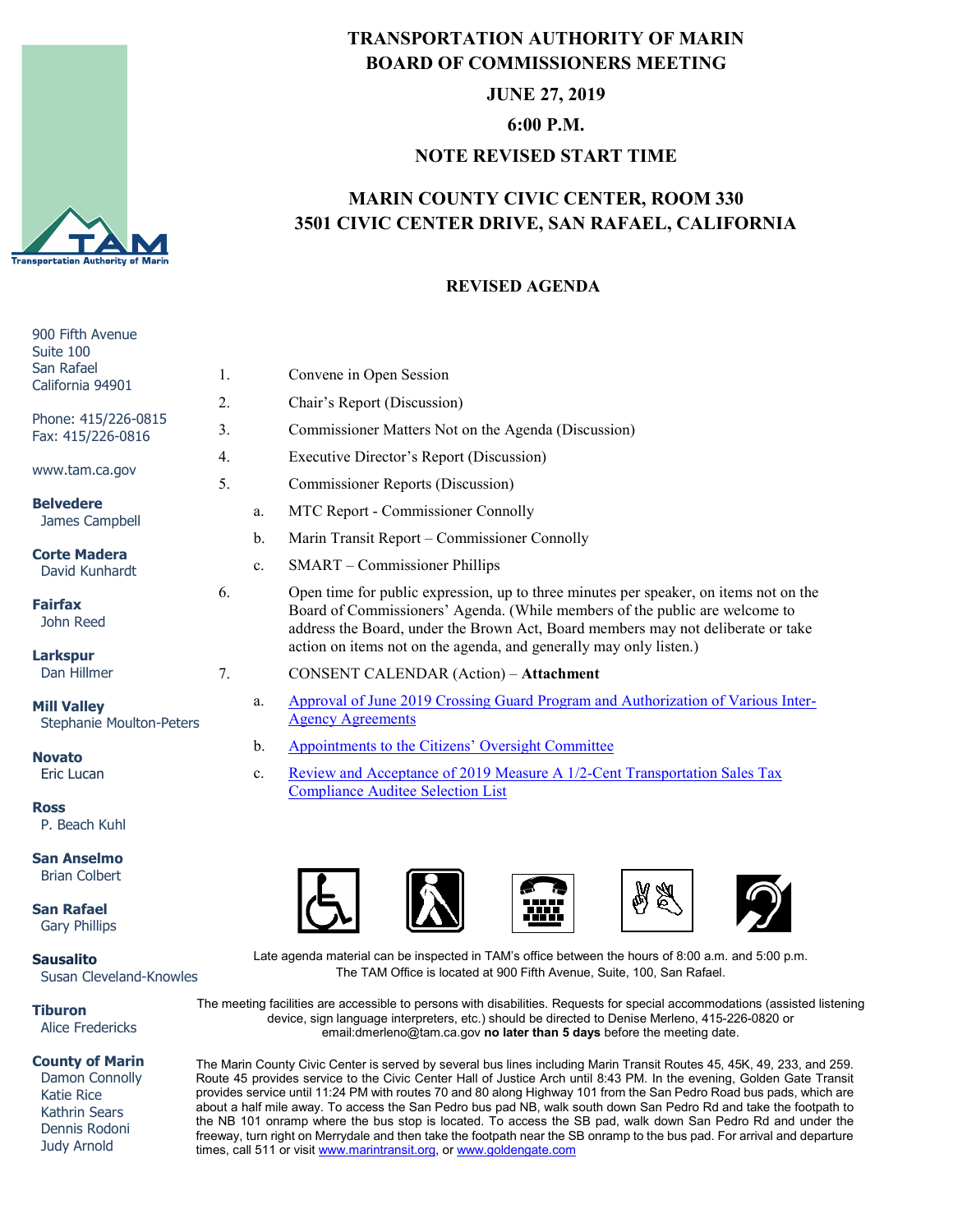# TRANSPORTATION AUTHORITY OF MARIN
# BOARD OF COMMISSIONERS MEETING

**JUNE 27, 2019**

**6:00 P.M.**

**NOTE REVISED START TIME**

**MARIN COUNTY CIVIC CENTER, ROOM 330**
**3501 CIVIC CENTER DRIVE, SAN RAFAEL, CALIFORNIA**

**REVISED AGENDA**

900 Fifth Avenue
Suite 100
San Rafael
California 94901

Phone: 415/226-0815
Fax: 415/226-0816

www.tam.ca.gov

**Belvedere**
James Campbell

**Corte Madera**
David Kunhardt

**Fairfax**
John Reed

**Larkspur**
Dan Hillmer

**Mill Valley**
Stephanie Moulton-Peters

**Novato**
Eric Lucan

**Ross**
P. Beach Kuhl

**San Anselmo**
Brian Colbert

**San Rafael**
Gary Phillips

**Sausalito**
Susan Cleveland-Knowles

**Tiburon**
Alice Fredericks

**County of Marin**
Damon Connolly
Katie Rice
Kathrin Sears
Dennis Rodoni
Judy Arnold

1. Convene in Open Session
2. Chair's Report (Discussion)
3. Commissioner Matters Not on the Agenda (Discussion)
4. Executive Director's Report (Discussion)
5. Commissioner Reports (Discussion)
   a. MTC Report - Commissioner Connolly
   b. Marin Transit Report – Commissioner Connolly
   c. SMART – Commissioner Phillips
6. Open time for public expression, up to three minutes per speaker, on items not on the Board of Commissioners' Agenda. (While members of the public are welcome to address the Board, under the Brown Act, Board members may not deliberate or take action on items not on the agenda, and generally may only listen.)
7. CONSENT CALENDAR (Action) – **Attachment**
   a. Approval of June 2019 Crossing Guard Program and Authorization of Various Inter-Agency Agreements
   b. Appointments to the Citizens' Oversight Committee
   c. Review and Acceptance of 2019 Measure A 1/2-Cent Transportation Sales Tax Compliance Auditee Selection List

Late agenda material can be inspected in TAM's office between the hours of 8:00 a.m. and 5:00 p.m. The TAM Office is located at 900 Fifth Avenue, Suite, 100, San Rafael.

The meeting facilities are accessible to persons with disabilities. Requests for special accommodations (assisted listening device, sign language interpreters, etc.) should be directed to Denise Merleno, 415-226-0820 or email:dmerleno@tam.ca.gov **no later than 5 days** before the meeting date.

The Marin County Civic Center is served by several bus lines including Marin Transit Routes 45, 45K, 49, 233, and 259. Route 45 provides service to the Civic Center Hall of Justice Arch until 8:43 PM. In the evening, Golden Gate Transit provides service until 11:24 PM with routes 70 and 80 along Highway 101 from the San Pedro Road bus pads, which are about a half mile away. To access the San Pedro bus pad NB, walk south down San Pedro Rd and take the footpath to the NB 101 onramp where the bus stop is located. To access the SB pad, walk down San Pedro Rd and under the freeway, turn right on Merrydale and then take the footpath near the SB onramp to the bus pad. For arrival and departure times, call 511 or visit www.marintransit.org, or www.goldengate.com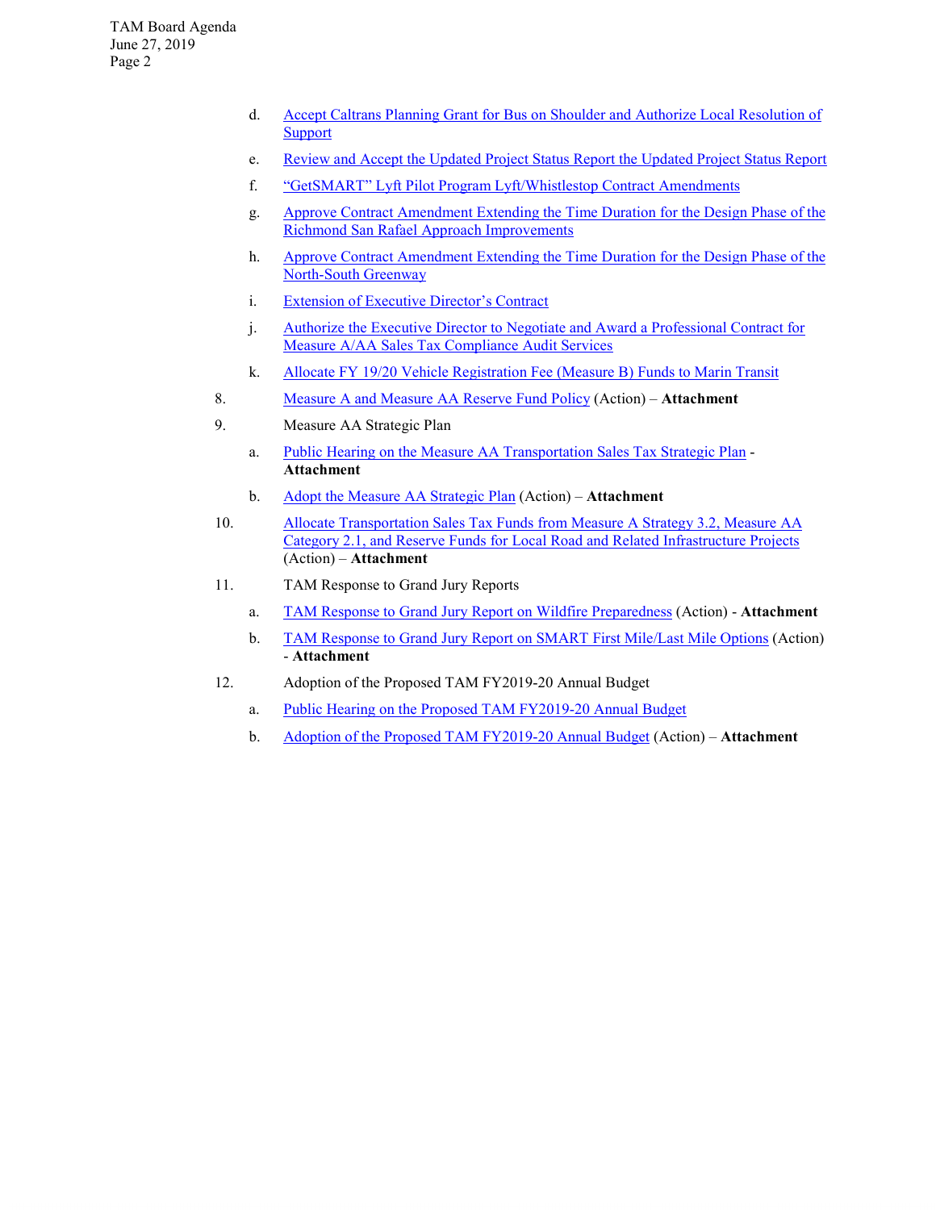d. Accept Caltrans Planning Grant for Bus on Shoulder and Authorize Local Resolution of Support

e. Review and Accept the Updated Project Status Report the Updated Project Status Report

f. "GetSMART" Lyft Pilot Program Lyft/Whistlestop Contract Amendments

g. Approve Contract Amendment Extending the Time Duration for the Design Phase of the Richmond San Rafael Approach Improvements

h. Approve Contract Amendment Extending the Time Duration for the Design Phase of the North-South Greenway

i. Extension of Executive Director's Contract

j. Authorize the Executive Director to Negotiate and Award a Professional Contract for Measure A/AA Sales Tax Compliance Audit Services

k. Allocate FY 19/20 Vehicle Registration Fee (Measure B) Funds to Marin Transit

8. Measure A and Measure AA Reserve Fund Policy (Action) – **Attachment**

9. Measure AA Strategic Plan

   a. Public Hearing on the Measure AA Transportation Sales Tax Strategic Plan - **Attachment**

   b. Adopt the Measure AA Strategic Plan (Action) – **Attachment**

10. Allocate Transportation Sales Tax Funds from Measure A Strategy 3.2, Measure AA Category 2.1, and Reserve Funds for Local Road and Related Infrastructure Projects (Action) – **Attachment**

11. TAM Response to Grand Jury Reports

    a. TAM Response to Grand Jury Report on Wildfire Preparedness (Action) - **Attachment**

    b. TAM Response to Grand Jury Report on SMART First Mile/Last Mile Options (Action) - **Attachment**

12. Adoption of the Proposed TAM FY2019-20 Annual Budget

    a. Public Hearing on the Proposed TAM FY2019-20 Annual Budget

    b. Adoption of the Proposed TAM FY2019-20 Annual Budget (Action) – **Attachment**